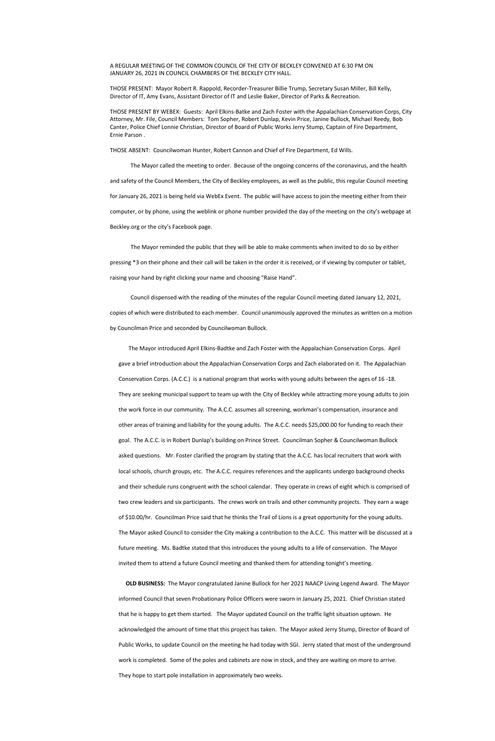A REGULAR MEETING OF THE COMMON COUNCIL OF THE CITY OF BECKLEY CONVENED AT 6:30 PM ON JANUARY 26, 2021 IN COUNCIL CHAMBERS OF THE BECKLEY CITY HALL.

THOSE PRESENT: Mayor Robert R. Rappold, Recorder-Treasurer Billie Trump, Secretary Susan Miller, Bill Kelly, Director of IT, Amy Evans, Assistant Director of IT and Leslie Baker, Director of Parks & Recreation.

THOSE PRESENT BY WEBEX: Guests: April Elkins-Batke and Zach Foster with the Appalachian Conservation Corps, City Attorney, Mr. File, Council Members: Tom Sopher, Robert Dunlap, Kevin Price, Janine Bullock, Michael Reedy, Bob Canter, Police Chief Lonnie Christian, Director of Board of Public Works Jerry Stump, Captain of Fire Department, Ernie Parson .

THOSE ABSENT: Councilwoman Hunter, Robert Cannon and Chief of Fire Department, Ed Wills.

The Mayor called the meeting to order. Because of the ongoing concerns of the coronavirus, and the health and safety of the Council Members, the City of Beckley employees, as well as the public, this regular Council meeting for January 26, 2021 is being held via WebEx Event. The public will have access to join the meeting either from their computer, or by phone, using the weblink or phone number provided the day of the meeting on the city's webpage at Beckley.org or the city's Facebook page.

The Mayor reminded the public that they will be able to make comments when invited to do so by either pressing *3 on their phone and their call will be taken in the order it is received, or if viewing by computer or tablet, raising your hand by right clicking your name and choosing "Raise Hand".

Council dispensed with the reading of the minutes of the regular Council meeting dated January 12, 2021, copies of which were distributed to each member. Council unanimously approved the minutes as written on a motion by Councilman Price and seconded by Councilwoman Bullock.

The Mayor introduced April Elkins-Badtke and Zach Foster with the Appalachian Conservation Corps. April gave a brief introduction about the Appalachian Conservation Corps and Zach elaborated on it. The Appalachian Conservation Corps. (A.C.C.) is a national program that works with young adults between the ages of 16 -18. They are seeking municipal support to team up with the City of Beckley while attracting more young adults to join the work force in our community. The A.C.C. assumes all screening, workman's compensation, insurance and other areas of training and liability for the young adults. The A.C.C. needs $25,000.00 for funding to reach their goal. The A.C.C. is in Robert Dunlap's building on Prince Street. Councilman Sopher & Councilwoman Bullock asked questions. Mr. Foster clarified the program by stating that the A.C.C. has local recruiters that work with local schools, church groups, etc. The A.C.C. requires references and the applicants undergo background checks and their schedule runs congruent with the school calendar. They operate in crews of eight which is comprised of two crew leaders and six participants. The crews work on trails and other community projects. They earn a wage of $10.00/hr. Councilman Price said that he thinks the Trail of Lions is a great opportunity for the young adults. The Mayor asked Council to consider the City making a contribution to the A.C.C. This matter will be discussed at a future meeting. Ms. Badtke stated that this introduces the young adults to a life of conservation. The Mayor invited them to attend a future Council meeting and thanked them for attending tonight's meeting.

**OLD BUSINESS:** The Mayor congratulated Janine Bullock for her 2021 NAACP Living Legend Award. The Mayor informed Council that seven Probationary Police Officers were sworn in January 25, 2021. Chief Christian stated that he is happy to get them started. The Mayor updated Council on the traffic light situation uptown. He acknowledged the amount of time that this project has taken. The Mayor asked Jerry Stump, Director of Board of Public Works, to update Council on the meeting he had today with SGI. Jerry stated that most of the underground work is completed. Some of the poles and cabinets are now in stock, and they are waiting on more to arrive. They hope to start pole installation in approximately two weeks.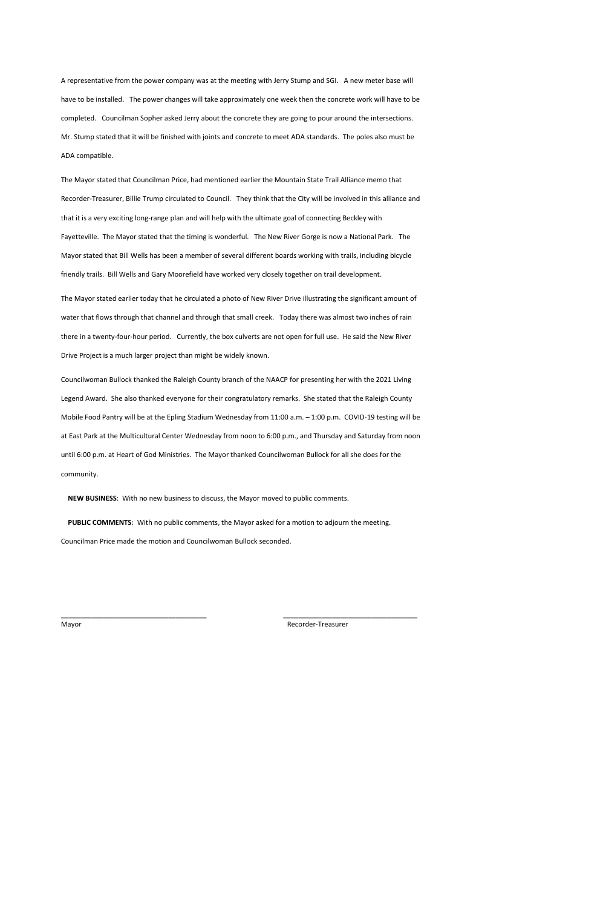A representative from the power company was at the meeting with Jerry Stump and SGI. A new meter base will have to be installed. The power changes will take approximately one week then the concrete work will have to be completed. Councilman Sopher asked Jerry about the concrete they are going to pour around the intersections. Mr. Stump stated that it will be finished with joints and concrete to meet ADA standards. The poles also must be ADA compatible.

The Mayor stated that Councilman Price, had mentioned earlier the Mountain State Trail Alliance memo that Recorder-Treasurer, Billie Trump circulated to Council. They think that the City will be involved in this alliance and that it is a very exciting long-range plan and will help with the ultimate goal of connecting Beckley with Fayetteville. The Mayor stated that the timing is wonderful. The New River Gorge is now a National Park. The Mayor stated that Bill Wells has been a member of several different boards working with trails, including bicycle friendly trails. Bill Wells and Gary Moorefield have worked very closely together on trail development.

The Mayor stated earlier today that he circulated a photo of New River Drive illustrating the significant amount of water that flows through that channel and through that small creek. Today there was almost two inches of rain there in a twenty-four-hour period. Currently, the box culverts are not open for full use. He said the New River Drive Project is a much larger project than might be widely known.

Councilwoman Bullock thanked the Raleigh County branch of the NAACP for presenting her with the 2021 Living Legend Award. She also thanked everyone for their congratulatory remarks. She stated that the Raleigh County Mobile Food Pantry will be at the Epling Stadium Wednesday from 11:00 a.m. – 1:00 p.m. COVID-19 testing will be at East Park at the Multicultural Center Wednesday from noon to 6:00 p.m., and Thursday and Saturday from noon until 6:00 p.m. at Heart of God Ministries. The Mayor thanked Councilwoman Bullock for all she does for the community.

**NEW BUSINESS**: With no new business to discuss, the Mayor moved to public comments.

**PUBLIC COMMENTS**: With no public comments, the Mayor asked for a motion to adjourn the meeting. Councilman Price made the motion and Councilwoman Bullock seconded.

_______________________________________ ___________________________________

Mayor Recorder-Treasurer